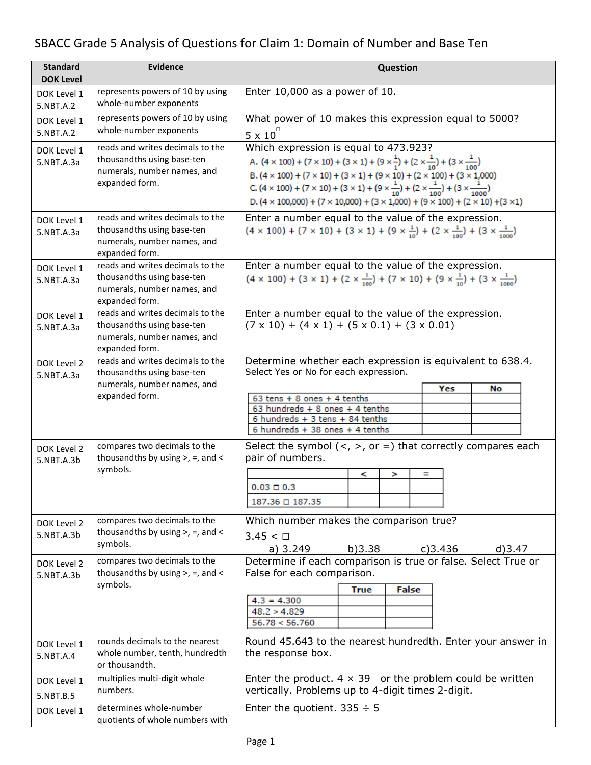# SBACC Grade 5 Analysis of Questions for Claim 1: Domain of Number and Base Ten

| Standard DOK Level | Evidence | Question |
|---|---|---|
| DOK Level 1 5.NBT.A.2 | represents powers of 10 by using whole-number exponents | Enter 10,000 as a power of 10. |
| DOK Level 1 5.NBT.A.2 | represents powers of 10 by using whole-number exponents | What power of 10 makes this expression equal to 5000? $5 \times 10^{\square}$ |
| DOK Level 1 5.NBT.A.3a | reads and writes decimals to the thousandths using base-ten numerals, number names, and expanded form. | Which expression is equal to 473.923?<br>A. $(4 \times 100) + (7 \times 10) + (3 \times 1) + (9 \times \frac{1}{1}) + (2 \times \frac{1}{10}) + (3 \times \frac{1}{100})$<br>B. $(4 \times 100) + (7 \times 10) + (3 \times 1) + (9 \times 10) + (2 \times 100) + (3 \times 1{,}000)$<br>C. $(4 \times 100) + (7 \times 10) + (3 \times 1) + (9 \times \frac{1}{10}) + (2 \times \frac{1}{100}) + (3 \times \frac{1}{1000})$<br>D. $(4 \times 100{,}000) + (7 \times 10{,}000) + (3 \times 1{,}000) + (9 \times 100) + (2 \times 10) + (3 \times 1)$ |
| DOK Level 1 5.NBT.A.3a | reads and writes decimals to the thousandths using base-ten numerals, number names, and expanded form. | Enter a number equal to the value of the expression.<br>$(4 \times 100) + (7 \times 10) + (3 \times 1) + (9 \times \frac{1}{10}) + (2 \times \frac{1}{100}) + (3 \times \frac{1}{1000})$ |
| DOK Level 1 5.NBT.A.3a | reads and writes decimals to the thousandths using base-ten numerals, number names, and expanded form. | Enter a number equal to the value of the expression.<br>$(4 \times 100) + (3 \times 1) + (2 \times \frac{1}{100}) + (7 \times 10) + (9 \times \frac{1}{10}) + (3 \times \frac{1}{1000})$ |
| DOK Level 1 5.NBT.A.3a | reads and writes decimals to the thousandths using base-ten numerals, number names, and expanded form. | Enter a number equal to the value of the expression.<br>$(7 \times 10) + (4 \times 1) + (5 \times 0.1) + (3 \times 0.01)$ |
| DOK Level 2 5.NBT.A.3a | reads and writes decimals to the thousandths using base-ten numerals, number names, and expanded form. | Determine whether each expression is equivalent to 638.4.<br>Select Yes or No for each expression.<br><br>(Yes / No)<br>63 tens + 8 ones + 4 tenths<br>63 hundreds + 8 ones + 4 tenths<br>6 hundreds + 3 tens + 84 tenths<br>6 hundreds + 38 ones + 4 tenths |
| DOK Level 2 5.NBT.A.3b | compares two decimals to the thousandths by using >, =, and < symbols. | Select the symbol (<, >, or =) that correctly compares each pair of numbers.<br><br>(< / > / =)<br>0.03 □ 0.3<br>187.36 □ 187.35 |
| DOK Level 2 5.NBT.A.3b | compares two decimals to the thousandths by using >, =, and < symbols. | Which number makes the comparison true?<br>3.45 < □<br>a) 3.249 b) 3.38 c) 3.436 d) 3.47 |
| DOK Level 2 5.NBT.A.3b | compares two decimals to the thousandths by using >, =, and < symbols. | Determine if each comparison is true or false. Select True or False for each comparison.<br><br>(True / False)<br>4.3 = 4.300<br>48.2 > 4.829<br>56.78 < 56.760 |
| DOK Level 1 5.NBT.A.4 | rounds decimals to the nearest whole number, tenth, hundredth or thousandth. | Round 45.643 to the nearest hundredth. Enter your answer in the response box. |
| DOK Level 1 5.NBT.B.5 | multiplies multi-digit whole numbers. | Enter the product. $4 \times 39$ or the problem could be written vertically. Problems up to 4-digit times 2-digit. |
| DOK Level 1 | determines whole-number quotients of whole numbers with | Enter the quotient. $335 \div 5$ |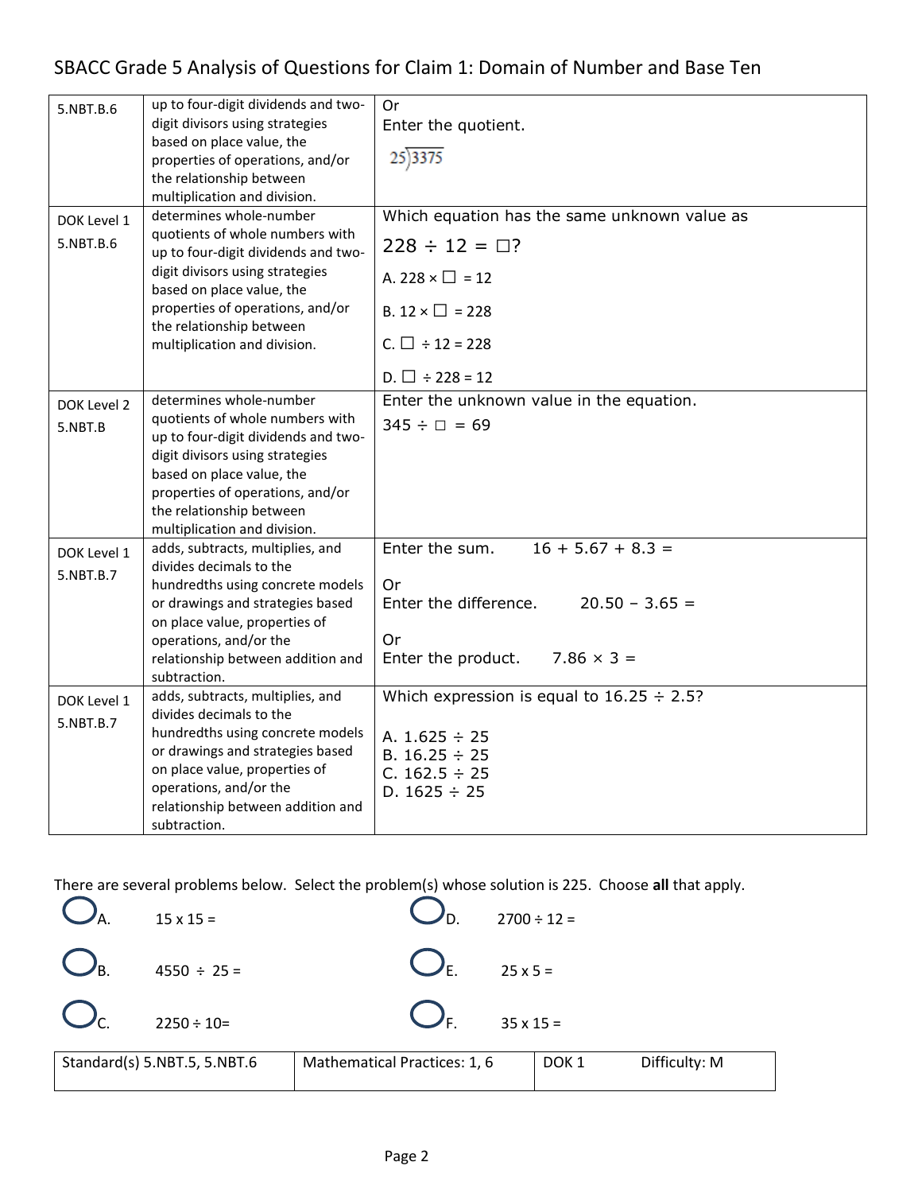# SBACC Grade 5 Analysis of Questions for Claim 1: Domain of Number and Base Ten

| | | |
|---|---|---|
| 5.NBT.B.6 | up to four-digit dividends and two-digit divisors using strategies based on place value, the properties of operations, and/or the relationship between multiplication and division. | Or<br>Enter the quotient.<br>$25\overline{)3375}$ |
| DOK Level 1<br>5.NBT.B.6 | determines whole-number quotients of whole numbers with up to four-digit dividends and two-digit divisors using strategies based on place value, the properties of operations, and/or the relationship between multiplication and division. | Which equation has the same unknown value as<br>$228 \div 12 = \square$?<br>A. $228 \times \square = 12$<br>B. $12 \times \square = 228$<br>C. $\square \div 12 = 228$<br>D. $\square \div 228 = 12$ |
| DOK Level 2<br>5.NBT.B | determines whole-number quotients of whole numbers with up to four-digit dividends and two-digit divisors using strategies based on place value, the properties of operations, and/or the relationship between multiplication and division. | Enter the unknown value in the equation.<br>$345 \div \square = 69$ |
| DOK Level 1<br>5.NBT.B.7 | adds, subtracts, multiplies, and divides decimals to the hundredths using concrete models or drawings and strategies based on place value, properties of operations, and/or the relationship between addition and subtraction. | Enter the sum. $16 + 5.67 + 8.3 =$<br><br>Or<br>Enter the difference. $20.50 - 3.65 =$<br><br>Or<br>Enter the product. $7.86 \times 3 =$ |
| DOK Level 1<br>5.NBT.B.7 | adds, subtracts, multiplies, and divides decimals to the hundredths using concrete models or drawings and strategies based on place value, properties of operations, and/or the relationship between addition and subtraction. | Which expression is equal to $16.25 \div 2.5$?<br><br>A. $1.625 \div 25$<br>B. $16.25 \div 25$<br>C. $162.5 \div 25$<br>D. $1625 \div 25$ |

There are several problems below. Select the problem(s) whose solution is 225. Choose **all** that apply.

- ○ A. $15 \times 15 =$
- ○ B. $4550 \div 25 =$
- ○ C. $2250 \div 10 =$
- ○ D. $2700 \div 12 =$
- ○ E. $25 \times 5 =$
- ○ F. $35 \times 15 =$

| Standard(s) 5.NBT.5, 5.NBT.6 | Mathematical Practices: 1, 6 | DOK 1 | Difficulty: M |
|---|---|---|---|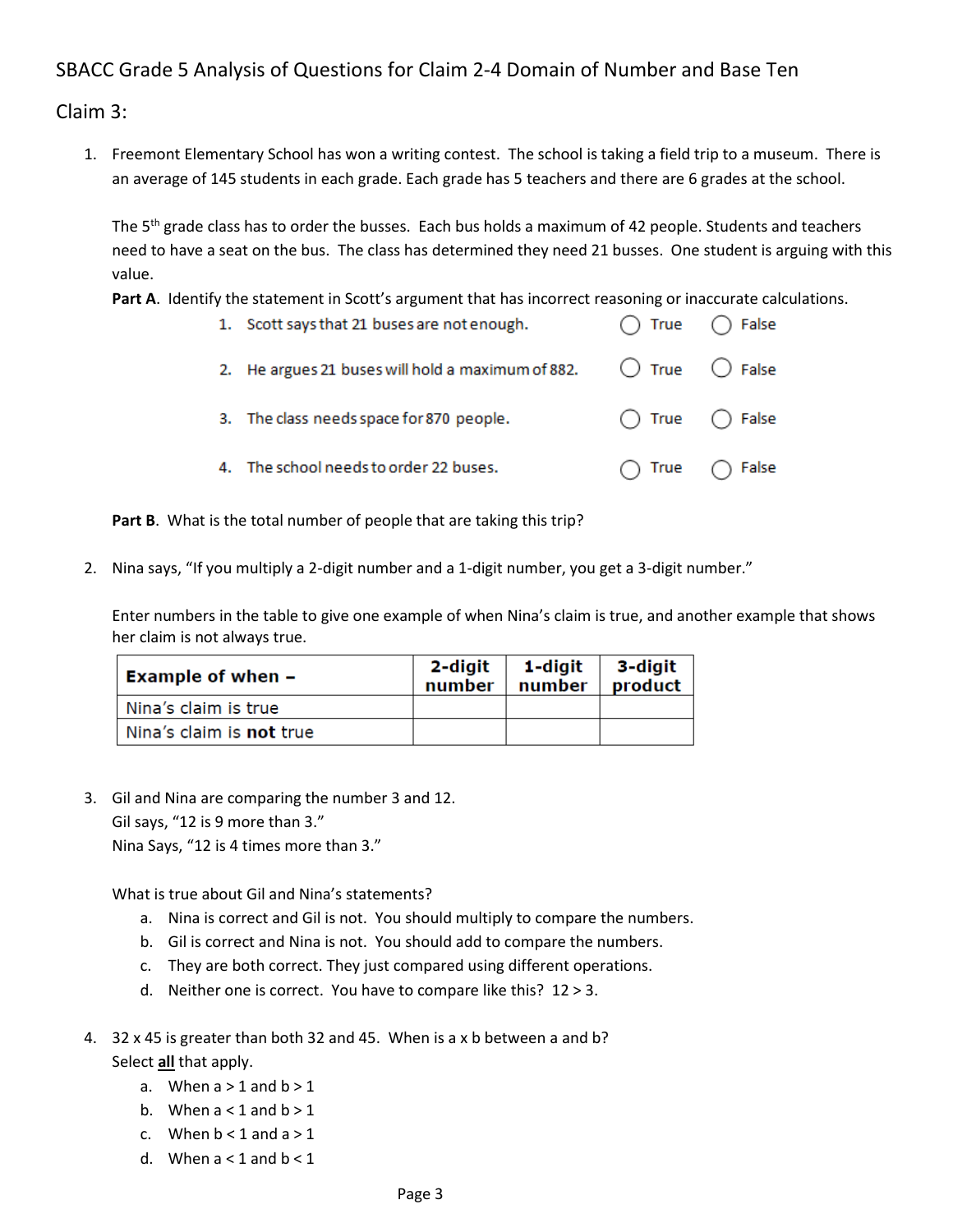SBACC Grade 5 Analysis of Questions for Claim 2-4 Domain of Number and Base Ten

Claim 3:

1. Freemont Elementary School has won a writing contest. The school is taking a field trip to a museum. There is an average of 145 students in each grade. Each grade has 5 teachers and there are 6 grades at the school.

   The 5th grade class has to order the busses. Each bus holds a maximum of 42 people. Students and teachers need to have a seat on the bus. The class has determined they need 21 busses. One student is arguing with this value.

   **Part A**. Identify the statement in Scott's argument that has incorrect reasoning or inaccurate calculations.

   1. Scott says that 21 buses are not enough. ○ True ○ False
   2. He argues 21 buses will hold a maximum of 882. ○ True ○ False
   3. The class needs space for 870 people. ○ True ○ False
   4. The school needs to order 22 buses. ○ True ○ False

   **Part B**. What is the total number of people that are taking this trip?

2. Nina says, "If you multiply a 2-digit number and a 1-digit number, you get a 3-digit number."

   Enter numbers in the table to give one example of when Nina's claim is true, and another example that shows her claim is not always true.

| Example of when – | 2-digit number | 1-digit number | 3-digit product |
|---|---|---|---|
| Nina's claim is true | | | |
| Nina's claim is **not** true | | | |

3. Gil and Nina are comparing the number 3 and 12.
   Gil says, "12 is 9 more than 3."
   Nina Says, "12 is 4 times more than 3."

   What is true about Gil and Nina's statements?

   a. Nina is correct and Gil is not. You should multiply to compare the numbers.
   b. Gil is correct and Nina is not. You should add to compare the numbers.
   c. They are both correct. They just compared using different operations.
   d. Neither one is correct. You have to compare like this? 12 > 3.

4. 32 x 45 is greater than both 32 and 45. When is a x b between a and b?
   Select **all** that apply.

   a. When a > 1 and b > 1
   b. When a < 1 and b > 1
   c. When b < 1 and a > 1
   d. When a < 1 and b < 1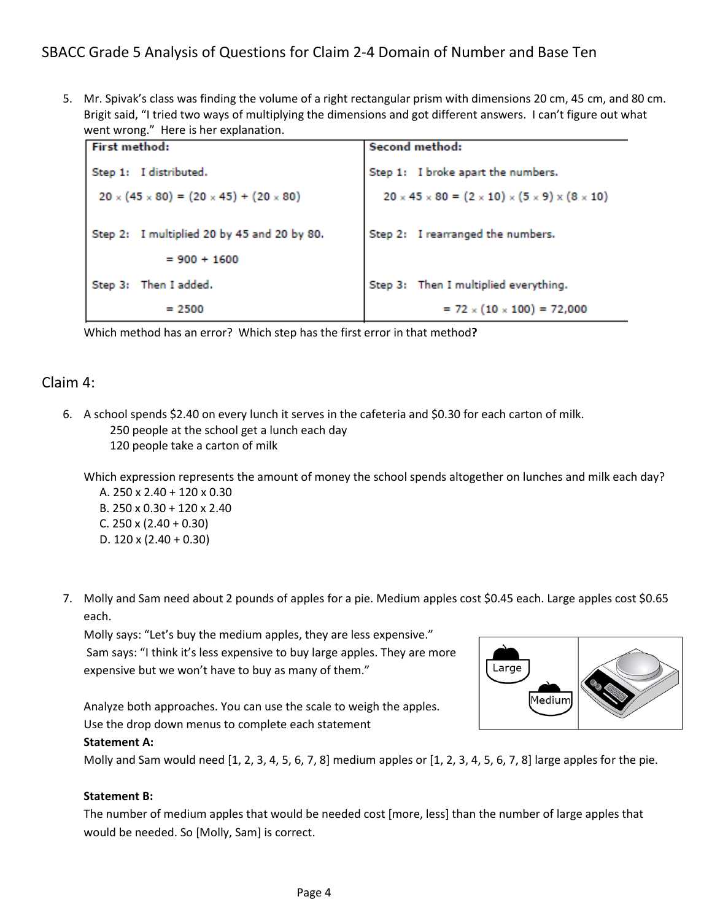5. Mr. Spivak's class was finding the volume of a right rectangular prism with dimensions 20 cm, 45 cm, and 80 cm. Brigit said, "I tried two ways of multiplying the dimensions and got different answers. I can't figure out what went wrong." Here is her explanation.

| First method: | Second method: |
|---|---|
| Step 1: I distributed. | Step 1: I broke apart the numbers. |
| $20 \times (45 \times 80) = (20 \times 45) + (20 \times 80)$ | $20 \times 45 \times 80 = (2 \times 10) \times (5 \times 9) \times (8 \times 10)$ |
| Step 2: I multiplied 20 by 45 and 20 by 80. | Step 2: I rearranged the numbers. |
| $= 900 + 1600$ | |
| Step 3: Then I added. | Step 3: Then I multiplied everything. |
| $= 2500$ | $= 72 \times (10 \times 100) = 72{,}000$ |

Which method has an error? Which step has the first error in that method**?**

## Claim 4:

6. A school spends $2.40 on every lunch it serves in the cafeteria and $0.30 for each carton of milk.
   250 people at the school get a lunch each day
   120 people take a carton of milk

   Which expression represents the amount of money the school spends altogether on lunches and milk each day?
   A. 250 x 2.40 + 120 x 0.30
   B. 250 x 0.30 + 120 x 2.40
   C. 250 x (2.40 + 0.30)
   D. 120 x (2.40 + 0.30)

7. Molly and Sam need about 2 pounds of apples for a pie. Medium apples cost $0.45 each. Large apples cost $0.65 each.
   Molly says: "Let's buy the medium apples, they are less expensive."
   Sam says: "I think it's less expensive to buy large apples. They are more expensive but we won't have to buy as many of them."

   Large

   Medium

   Analyze both approaches. You can use the scale to weigh the apples.
   Use the drop down menus to complete each statement

   **Statement A:**
   Molly and Sam would need [1, 2, 3, 4, 5, 6, 7, 8] medium apples or [1, 2, 3, 4, 5, 6, 7, 8] large apples for the pie.

   **Statement B:**
   The number of medium apples that would be needed cost [more, less] than the number of large apples that would be needed. So [Molly, Sam] is correct.